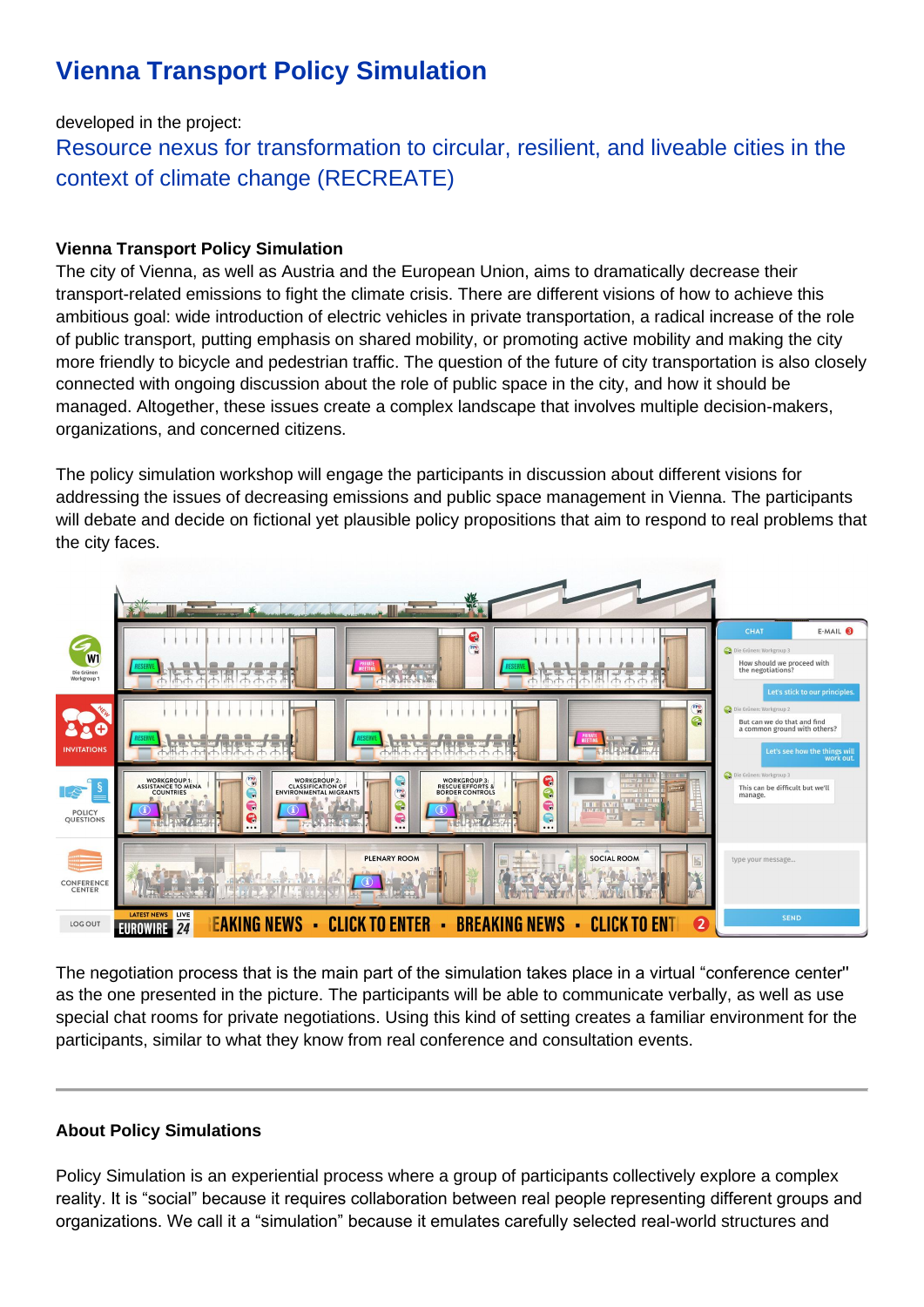# Vienna Transport Policy Simulation

developed in the project:

Resource nexus for transformation to circular, resilient, and liveable cities in the context of climate change (RECREATE)

**Vienna Transport Policy Simulation**

The city of Vienna, as well as Austria and the European Union, aims to dramatically decrease their transport-related emissions to fight the climate crisis. There are different visions of how to achieve this ambitious goal: wide introduction of electric vehicles in private transportation, a radical increase of the role of public transport, putting emphasis on shared mobility, or promoting active mobility and making the city more friendly to bicycle and pedestrian traffic. The question of the future of city transportation is also closely connected with ongoing discussion about the role of public space in the city, and how it should be managed. Altogether, these issues create a complex landscape that involves multiple decision-makers, organizations, and concerned citizens.

The policy simulation workshop will engage the participants in discussion about different visions for addressing the issues of decreasing emissions and public space management in Vienna. The participants will debate and decide on fictional yet plausible policy propositions that aim to respond to real problems that the city faces.

The negotiation process that is the main part of the simulation takes place in a virtual "conference center" as the one presented in the picture. The participants will be able to communicate verbally, as well as use special chat rooms for private negotiations. Using this kind of setting creates a familiar environment for the participants, similar to what they know from real conference and consultation events.

---

**About Policy Simulations**

Policy Simulation is an experiential process where a group of participants collectively explore a complex reality. It is "social" because it requires collaboration between real people representing different groups and organizations. We call it a "simulation" because it emulates carefully selected real-world structures and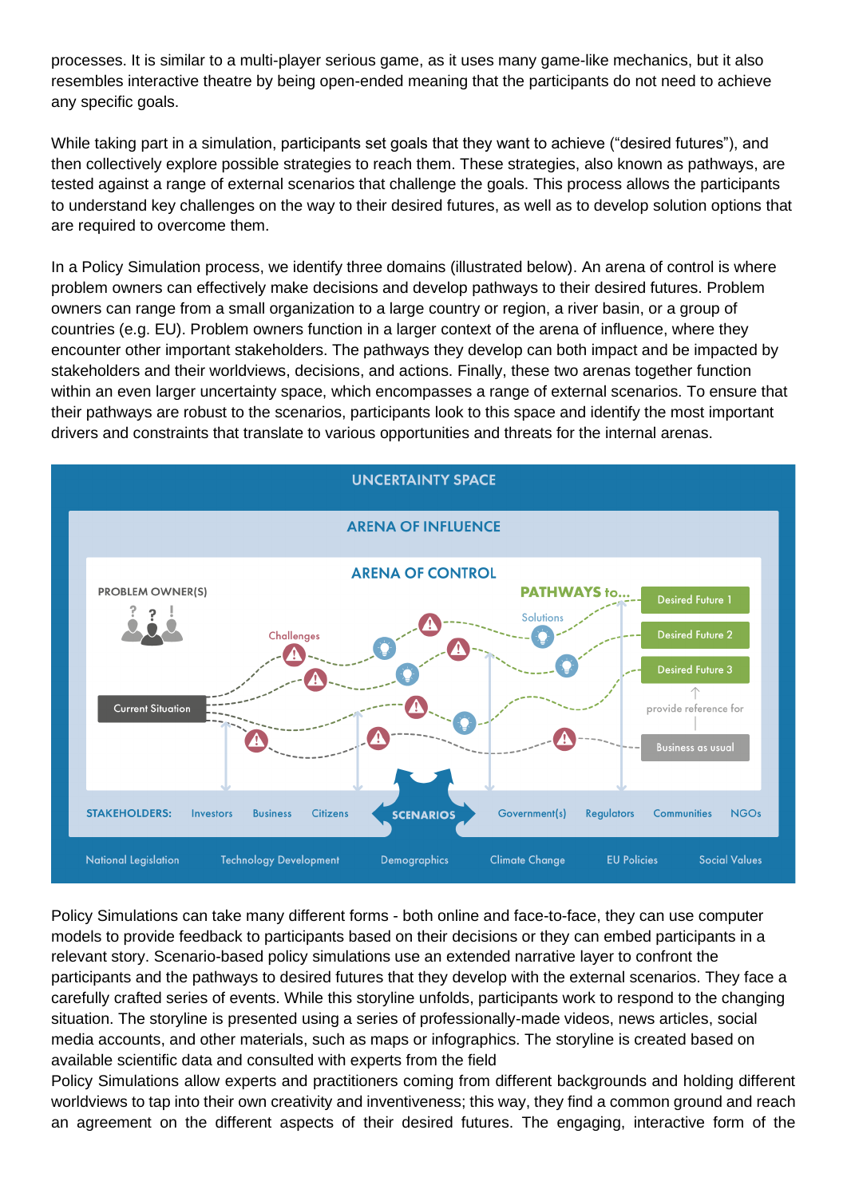processes. It is similar to a multi-player serious game, as it uses many game-like mechanics, but it also resembles interactive theatre by being open-ended meaning that the participants do not need to achieve any specific goals.

While taking part in a simulation, participants set goals that they want to achieve ("desired futures"), and then collectively explore possible strategies to reach them. These strategies, also known as pathways, are tested against a range of external scenarios that challenge the goals. This process allows the participants to understand key challenges on the way to their desired futures, as well as to develop solution options that are required to overcome them.

In a Policy Simulation process, we identify three domains (illustrated below). An arena of control is where problem owners can effectively make decisions and develop pathways to their desired futures. Problem owners can range from a small organization to a large country or region, a river basin, or a group of countries (e.g. EU). Problem owners function in a larger context of the arena of influence, where they encounter other important stakeholders. The pathways they develop can both impact and be impacted by stakeholders and their worldviews, decisions, and actions. Finally, these two arenas together function within an even larger uncertainty space, which encompasses a range of external scenarios. To ensure that their pathways are robust to the scenarios, participants look to this space and identify the most important drivers and constraints that translate to various opportunities and threats for the internal arenas.

Policy Simulations can take many different forms - both online and face-to-face, they can use computer models to provide feedback to participants based on their decisions or they can embed participants in a relevant story. Scenario-based policy simulations use an extended narrative layer to confront the participants and the pathways to desired futures that they develop with the external scenarios. They face a carefully crafted series of events. While this storyline unfolds, participants work to respond to the changing situation. The storyline is presented using a series of professionally-made videos, news articles, social media accounts, and other materials, such as maps or infographics. The storyline is created based on available scientific data and consulted with experts from the field

Policy Simulations allow experts and practitioners coming from different backgrounds and holding different worldviews to tap into their own creativity and inventiveness; this way, they find a common ground and reach an agreement on the different aspects of their desired futures. The engaging, interactive form of the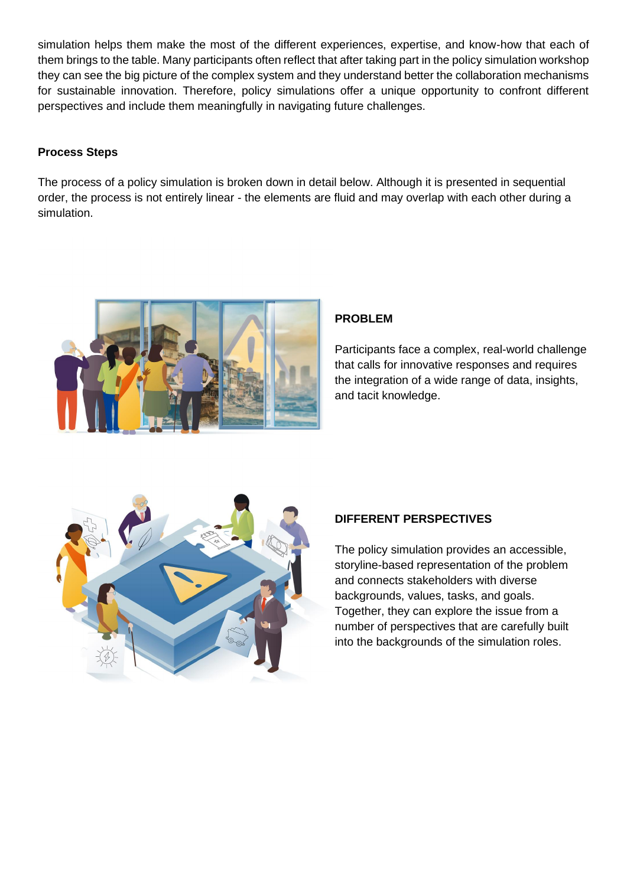simulation helps them make the most of the different experiences, expertise, and know-how that each of them brings to the table. Many participants often reflect that after taking part in the policy simulation workshop they can see the big picture of the complex system and they understand better the collaboration mechanisms for sustainable innovation. Therefore, policy simulations offer a unique opportunity to confront different perspectives and include them meaningfully in navigating future challenges.

**Process Steps**

The process of a policy simulation is broken down in detail below. Although it is presented in sequential order, the process is not entirely linear - the elements are fluid and may overlap with each other during a simulation.

**PROBLEM**

Participants face a complex, real-world challenge that calls for innovative responses and requires the integration of a wide range of data, insights, and tacit knowledge.

**DIFFERENT PERSPECTIVES**

The policy simulation provides an accessible, storyline-based representation of the problem and connects stakeholders with diverse backgrounds, values, tasks, and goals. Together, they can explore the issue from a number of perspectives that are carefully built into the backgrounds of the simulation roles.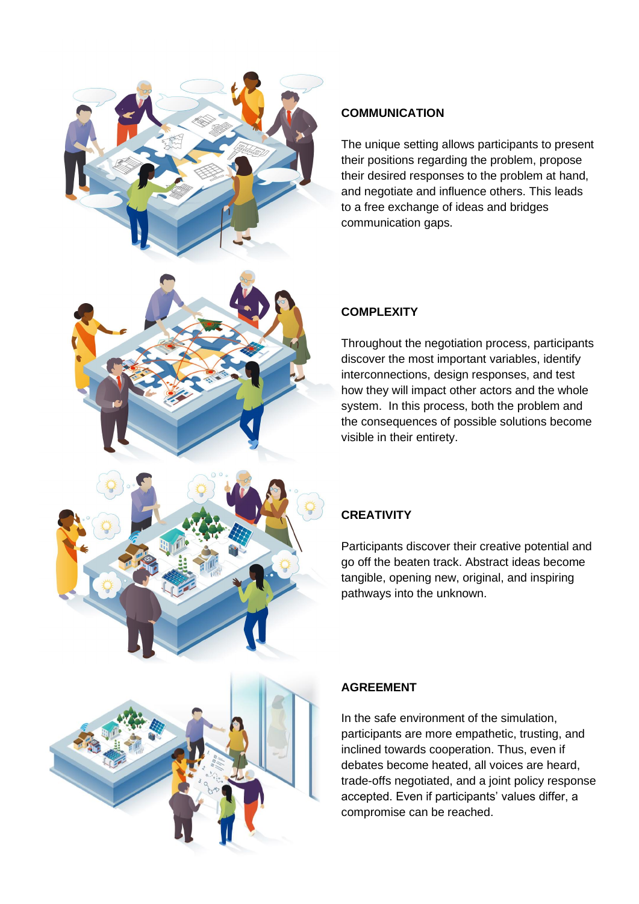## COMMUNICATION

The unique setting allows participants to present their positions regarding the problem, propose their desired responses to the problem at hand, and negotiate and influence others. This leads to a free exchange of ideas and bridges communication gaps.

## COMPLEXITY

Throughout the negotiation process, participants discover the most important variables, identify interconnections, design responses, and test how they will impact other actors and the whole system. In this process, both the problem and the consequences of possible solutions become visible in their entirety.

## CREATIVITY

Participants discover their creative potential and go off the beaten track. Abstract ideas become tangible, opening new, original, and inspiring pathways into the unknown.

## AGREEMENT

In the safe environment of the simulation, participants are more empathetic, trusting, and inclined towards cooperation. Thus, even if debates become heated, all voices are heard, trade-offs negotiated, and a joint policy response accepted. Even if participants' values differ, a compromise can be reached.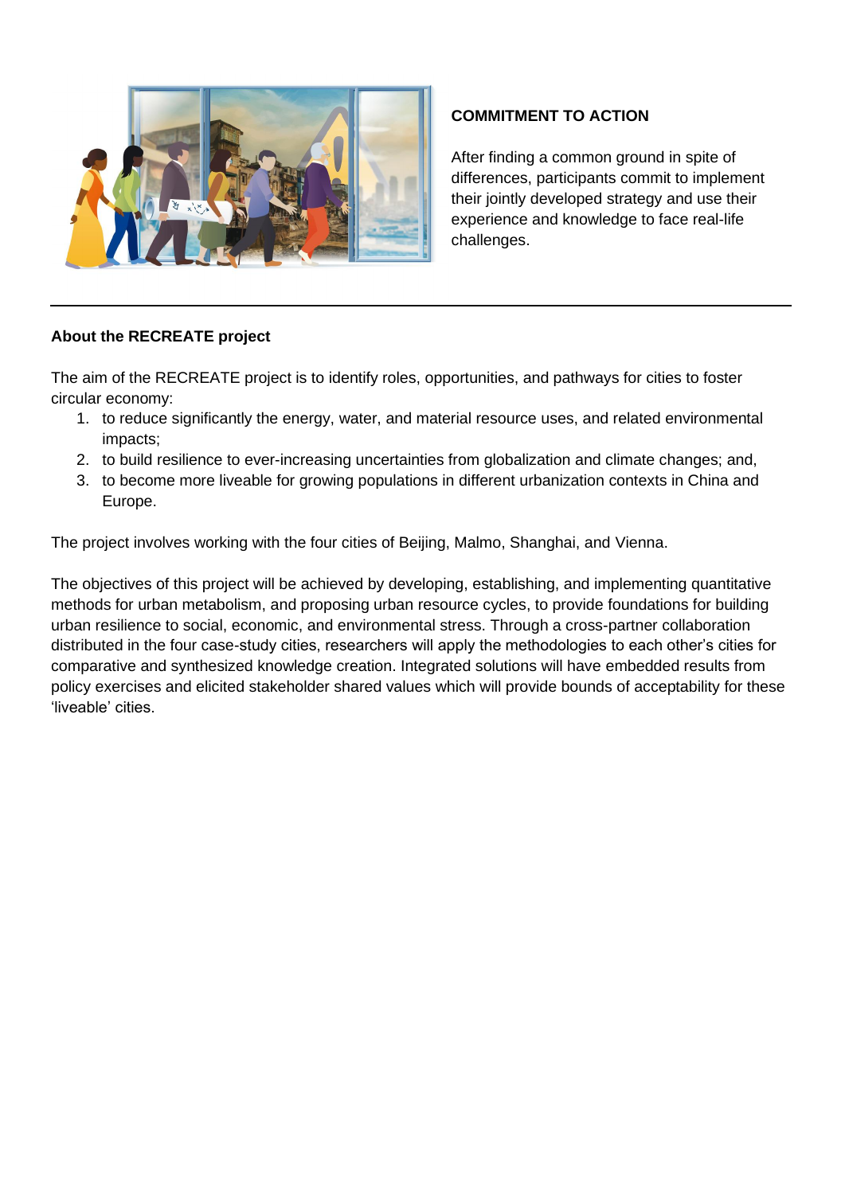**COMMITMENT TO ACTION**

After finding a common ground in spite of differences, participants commit to implement their jointly developed strategy and use their experience and knowledge to face real-life challenges.

---

**About the RECREATE project**

The aim of the RECREATE project is to identify roles, opportunities, and pathways for cities to foster circular economy:

1. to reduce significantly the energy, water, and material resource uses, and related environmental impacts;
2. to build resilience to ever-increasing uncertainties from globalization and climate changes; and,
3. to become more liveable for growing populations in different urbanization contexts in China and Europe.

The project involves working with the four cities of Beijing, Malmo, Shanghai, and Vienna.

The objectives of this project will be achieved by developing, establishing, and implementing quantitative methods for urban metabolism, and proposing urban resource cycles, to provide foundations for building urban resilience to social, economic, and environmental stress. Through a cross-partner collaboration distributed in the four case-study cities, researchers will apply the methodologies to each other's cities for comparative and synthesized knowledge creation. Integrated solutions will have embedded results from policy exercises and elicited stakeholder shared values which will provide bounds of acceptability for these 'liveable' cities.